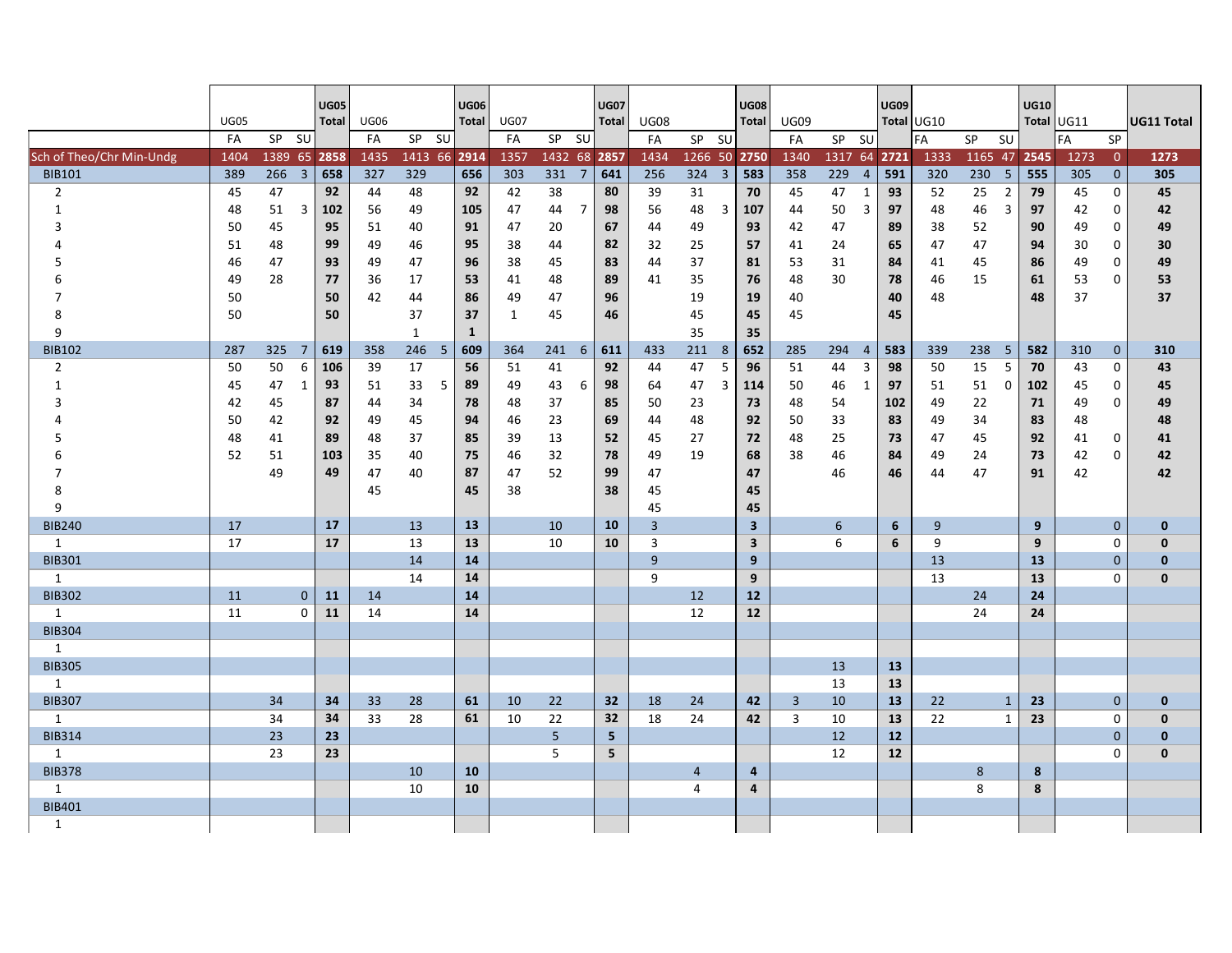| | UG05 | | | UG05 Total | UG06 | | | UG06 Total | UG07 | | | UG07 Total | UG08 | | | UG08 Total | UG09 | | | UG09 Total | UG10 | | | UG10 Total | UG11 | | UG11 Total |
|---|---|---|---|---|---|---|---|---|---|---|---|---|---|---|---|---|---|---|---|---|---|---|---|---|---|---|---|
| | FA | SP | SU | | FA | SP | SU | | FA | SP | SU | | FA | SP | SU | | FA | SP | SU | | FA | SP | SU | | FA | SP | |
| Sch of Theo/Chr Min-Undg | 1404 | 1389 | 65 | **2858** | 1435 | 1413 | 66 | **2914** | 1357 | 1432 | 68 | **2857** | 1434 | 1266 | 50 | **2750** | 1340 | 1317 | 64 | **2721** | 1333 | 1165 | 47 | **2545** | 1273 | 0 | **1273** |
| BIB101 | 389 | 266 | 3 | **658** | 327 | 329 | | **656** | 303 | 331 | 7 | **641** | 256 | 324 | 3 | **583** | 358 | 229 | 4 | **591** | 320 | 230 | 5 | **555** | 305 | 0 | **305** |
| 2 | 45 | 47 | | **92** | 44 | 48 | | **92** | 42 | 38 | | **80** | 39 | 31 | | **70** | 45 | 47 | 1 | **93** | 52 | 25 | 2 | **79** | 45 | 0 | **45** |
| 1 | 48 | 51 | 3 | **102** | 56 | 49 | | **105** | 47 | 44 | 7 | **98** | 56 | 48 | 3 | **107** | 44 | 50 | 3 | **97** | 48 | 46 | 3 | **97** | 42 | 0 | **42** |
| 3 | 50 | 45 | | **95** | 51 | 40 | | **91** | 47 | 20 | | **67** | 44 | 49 | | **93** | 42 | 47 | | **89** | 38 | 52 | | **90** | 49 | 0 | **49** |
| 4 | 51 | 48 | | **99** | 49 | 46 | | **95** | 38 | 44 | | **82** | 32 | 25 | | **57** | 41 | 24 | | **65** | 47 | 47 | | **94** | 30 | 0 | **30** |
| 5 | 46 | 47 | | **93** | 49 | 47 | | **96** | 38 | 45 | | **83** | 44 | 37 | | **81** | 53 | 31 | | **84** | 41 | 45 | | **86** | 49 | 0 | **49** |
| 6 | 49 | 28 | | **77** | 36 | 17 | | **53** | 41 | 48 | | **89** | 41 | 35 | | **76** | 48 | 30 | | **78** | 46 | 15 | | **61** | 53 | 0 | **53** |
| 7 | 50 | | | **50** | 42 | 44 | | **86** | 49 | 47 | | **96** | | 19 | | **19** | 40 | | | **40** | 48 | | | **48** | 37 | | **37** |
| 8 | 50 | | | **50** | | 37 | | **37** | 1 | 45 | | **46** | | 45 | | **45** | 45 | | | **45** | | | | | | | |
| 9 | | | | | | 1 | | **1** | | | | | | 35 | | **35** | | | | | | | | | | | |
| BIB102 | 287 | 325 | 7 | **619** | 358 | 246 | 5 | **609** | 364 | 241 | 6 | **611** | 433 | 211 | 8 | **652** | 285 | 294 | 4 | **583** | 339 | 238 | 5 | **582** | 310 | 0 | **310** |
| 2 | 50 | 50 | 6 | **106** | 39 | 17 | | **56** | 51 | 41 | | **92** | 44 | 47 | 5 | **96** | 51 | 44 | 3 | **98** | 50 | 15 | 5 | **70** | 43 | 0 | **43** |
| 1 | 45 | 47 | 1 | **93** | 51 | 33 | 5 | **89** | 49 | 43 | 6 | **98** | 64 | 47 | 3 | **114** | 50 | 46 | 1 | **97** | 51 | 51 | 0 | **102** | 45 | 0 | **45** |
| 3 | 42 | 45 | | **87** | 44 | 34 | | **78** | 48 | 37 | | **85** | 50 | 23 | | **73** | 48 | 54 | | **102** | 49 | 22 | | **71** | 49 | 0 | **49** |
| 4 | 50 | 42 | | **92** | 49 | 45 | | **94** | 46 | 23 | | **69** | 44 | 48 | | **92** | 50 | 33 | | **83** | 49 | 34 | | **83** | 48 | | **48** |
| 5 | 48 | 41 | | **89** | 48 | 37 | | **85** | 39 | 13 | | **52** | 45 | 27 | | **72** | 48 | 25 | | **73** | 47 | 45 | | **92** | 41 | 0 | **41** |
| 6 | 52 | 51 | | **103** | 35 | 40 | | **75** | 46 | 32 | | **78** | 49 | 19 | | **68** | 38 | 46 | | **84** | 49 | 24 | | **73** | 42 | 0 | **42** |
| 7 | | 49 | | **49** | 47 | 40 | | **87** | 47 | 52 | | **99** | 47 | | | **47** | | 46 | | **46** | 44 | 47 | | **91** | 42 | | **42** |
| 8 | | | | | 45 | | | **45** | 38 | | | **38** | 45 | | | **45** | | | | | | | | | | | |
| 9 | | | | | | | | | | | | | 45 | | | **45** | | | | | | | | | | | |
| BIB240 | 17 | | | **17** | | 13 | | **13** | | 10 | | **10** | 3 | | | **3** | | 6 | | **6** | 9 | | | **9** | | 0 | **0** |
| 1 | 17 | | | **17** | | 13 | | **13** | | 10 | | **10** | 3 | | | **3** | | 6 | | **6** | 9 | | | **9** | | 0 | **0** |
| BIB301 | | | | | | 14 | | **14** | | | | | 9 | | | **9** | | | | | 13 | | | **13** | | 0 | **0** |
| 1 | | | | | | 14 | | **14** | | | | | 9 | | | **9** | | | | | 13 | | | **13** | | 0 | **0** |
| BIB302 | 11 | | 0 | **11** | 14 | | | **14** | | | | | | 12 | | **12** | | | | | | 24 | | **24** | | | |
| 1 | 11 | | 0 | **11** | 14 | | | **14** | | | | | | 12 | | **12** | | | | | | 24 | | **24** | | | |
| BIB304 | | | | | | | | | | | | | | | | | | | | | | | | | | | |
| 1 | | | | | | | | | | | | | | | | | | | | | | | | | | | |
| BIB305 | | | | | | | | | | | | | | | | | | 13 | | **13** | | | | | | | |
| 1 | | | | | | | | | | | | | | | | | | 13 | | **13** | | | | | | | |
| BIB307 | | 34 | | **34** | 33 | 28 | | **61** | 10 | 22 | | **32** | 18 | 24 | | **42** | 3 | 10 | | **13** | 22 | | 1 | **23** | | 0 | **0** |
| 1 | | 34 | | **34** | 33 | 28 | | **61** | 10 | 22 | | **32** | 18 | 24 | | **42** | 3 | 10 | | **13** | 22 | | 1 | **23** | | 0 | **0** |
| BIB314 | | 23 | | **23** | | | | | | 5 | | **5** | | | | | | 12 | | **12** | | | | | | 0 | **0** |
| 1 | | 23 | | **23** | | | | | | 5 | | **5** | | | | | | 12 | | **12** | | | | | | 0 | **0** |
| BIB378 | | | | | | 10 | | **10** | | | | | | 4 | | **4** | | | | | | 8 | | **8** | | | |
| 1 | | | | | | 10 | | **10** | | | | | | 4 | | **4** | | | | | | 8 | | **8** | | | |
| BIB401 | | | | | | | | | | | | | | | | | | | | | | | | | | | |
| 1 | | | | | | | | | | | | | | | | | | | | | | | | | | | |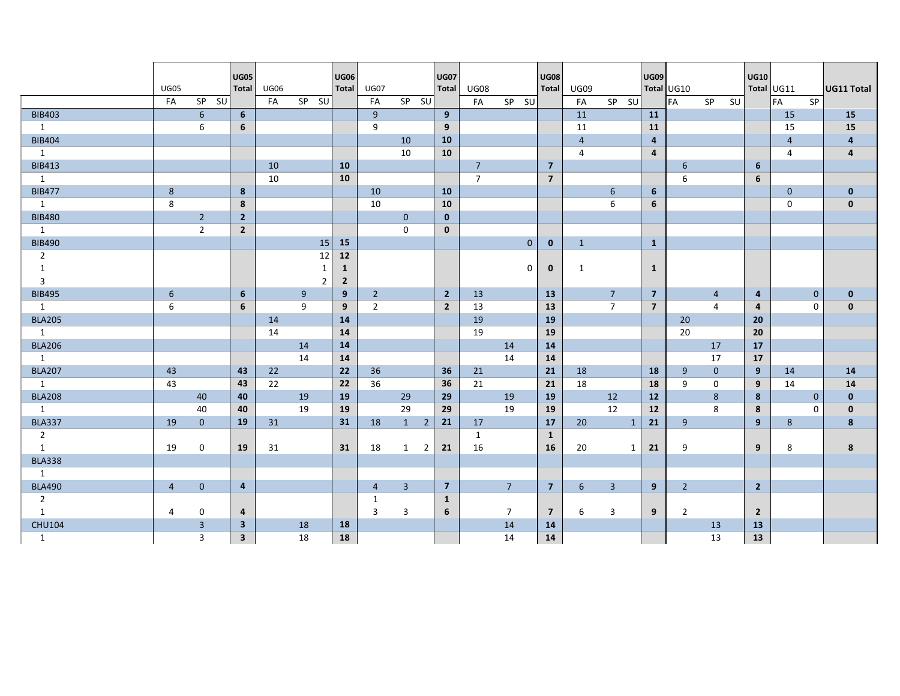| | UG05 | | | UG05 Total | UG06 | | | UG06 Total | UG07 | | | UG07 Total | UG08 | | | UG08 Total | UG09 | | | UG09 Total | UG10 | | | UG10 Total | UG11 | | UG11 Total |
|---|---|---|---|---|---|---|---|---|---|---|---|---|---|---|---|---|---|---|---|---|---|---|---|---|---|---|---|
| | FA | SP | SU | | FA | SP | SU | | FA | SP | SU | | FA | SP | SU | | FA | SP | SU | | FA | SP | SU | | FA | SP | |
| BIB403 | | 6 | | **6** | | | | | 9 | | | **9** | | | | | 11 | | | **11** | | | | | 15 | | **15** |
| 1 | | 6 | | **6** | | | | | 9 | | | **9** | | | | | 11 | | | **11** | | | | | 15 | | **15** |
| BIB404 | | | | | | | | | | 10 | | **10** | | | | | 4 | | | **4** | | | | | 4 | | **4** |
| 1 | | | | | | | | | | 10 | | **10** | | | | | 4 | | | **4** | | | | | 4 | | **4** |
| BIB413 | | | | | 10 | | | **10** | | | | | 7 | | | **7** | | | | | 6 | | | **6** | | | |
| 1 | | | | | 10 | | | **10** | | | | | 7 | | | **7** | | | | | 6 | | | **6** | | | |
| BIB477 | 8 | | | **8** | | | | | 10 | | | **10** | | | | | | 6 | | **6** | | | | | 0 | | **0** |
| 1 | 8 | | | **8** | | | | | 10 | | | **10** | | | | | | 6 | | **6** | | | | | 0 | | **0** |
| BIB480 | | 2 | | **2** | | | | | | 0 | | **0** | | | | | | | | | | | | | | | |
| 1 | | 2 | | **2** | | | | | | 0 | | **0** | | | | | | | | | | | | | | | |
| BIB490 | | | | | | | 15 | **15** | | | | | | | 0 | **0** | 1 | | | **1** | | | | | | | |
| 2 | | | | | | | 12 | **12** | | | | | | | | | | | | | | | | | | | |
| 1 | | | | | | | 1 | **1** | | | | | | | 0 | **0** | 1 | | | **1** | | | | | | | |
| 3 | | | | | | | 2 | **2** | | | | | | | | | | | | | | | | | | | |
| BIB495 | 6 | | | **6** | | 9 | | **9** | 2 | | | **2** | 13 | | | **13** | | 7 | | **7** | | 4 | | **4** | | 0 | **0** |
| 1 | 6 | | | **6** | | 9 | | **9** | 2 | | | **2** | 13 | | | **13** | | 7 | | **7** | | 4 | | **4** | | 0 | **0** |
| BLA205 | | | | | 14 | | | **14** | | | | | 19 | | | **19** | | | | | 20 | | | **20** | | | |
| 1 | | | | | 14 | | | **14** | | | | | 19 | | | **19** | | | | | 20 | | | **20** | | | |
| BLA206 | | | | | | 14 | | **14** | | | | | | 14 | | **14** | | | | | | 17 | | **17** | | | |
| 1 | | | | | | 14 | | **14** | | | | | | 14 | | **14** | | | | | | 17 | | **17** | | | |
| BLA207 | 43 | | | **43** | 22 | | | **22** | 36 | | | **36** | 21 | | | **21** | 18 | | | **18** | 9 | 0 | | **9** | 14 | | **14** |
| 1 | 43 | | | **43** | 22 | | | **22** | 36 | | | **36** | 21 | | | **21** | 18 | | | **18** | 9 | 0 | | **9** | 14 | | **14** |
| BLA208 | | 40 | | **40** | | 19 | | **19** | | 29 | | **29** | | 19 | | **19** | | 12 | | **12** | | 8 | | **8** | | 0 | **0** |
| 1 | | 40 | | **40** | | 19 | | **19** | | 29 | | **29** | | 19 | | **19** | | 12 | | **12** | | 8 | | **8** | | 0 | **0** |
| BLA337 | 19 | 0 | | **19** | 31 | | | **31** | 18 | 1 | 2 | **21** | 17 | | | **17** | 20 | | 1 | **21** | 9 | | | **9** | 8 | | **8** |
| 2 | | | | | | | | | | | | | 1 | | | **1** | | | | | | | | | | | |
| 1 | 19 | 0 | | **19** | 31 | | | **31** | 18 | 1 | 2 | **21** | 16 | | | **16** | 20 | | 1 | **21** | 9 | | | **9** | 8 | | **8** |
| BLA338 | | | | | | | | | | | | | | | | | | | | | | | | | | | |
| 1 | | | | | | | | | | | | | | | | | | | | | | | | | | | |
| BLA490 | 4 | 0 | | **4** | | | | | 4 | 3 | | **7** | | 7 | | **7** | 6 | 3 | | **9** | 2 | | | **2** | | | |
| 2 | | | | | | | | | 1 | | | **1** | | | | | | | | | | | | | | | |
| 1 | 4 | 0 | | **4** | | | | | 3 | 3 | | **6** | | 7 | | **7** | 6 | 3 | | **9** | 2 | | | **2** | | | |
| CHU104 | | 3 | | **3** | | 18 | | **18** | | | | | | 14 | | **14** | | | | | | 13 | | **13** | | | |
| 1 | | 3 | | **3** | | 18 | | **18** | | | | | | 14 | | **14** | | | | | | 13 | | **13** | | | |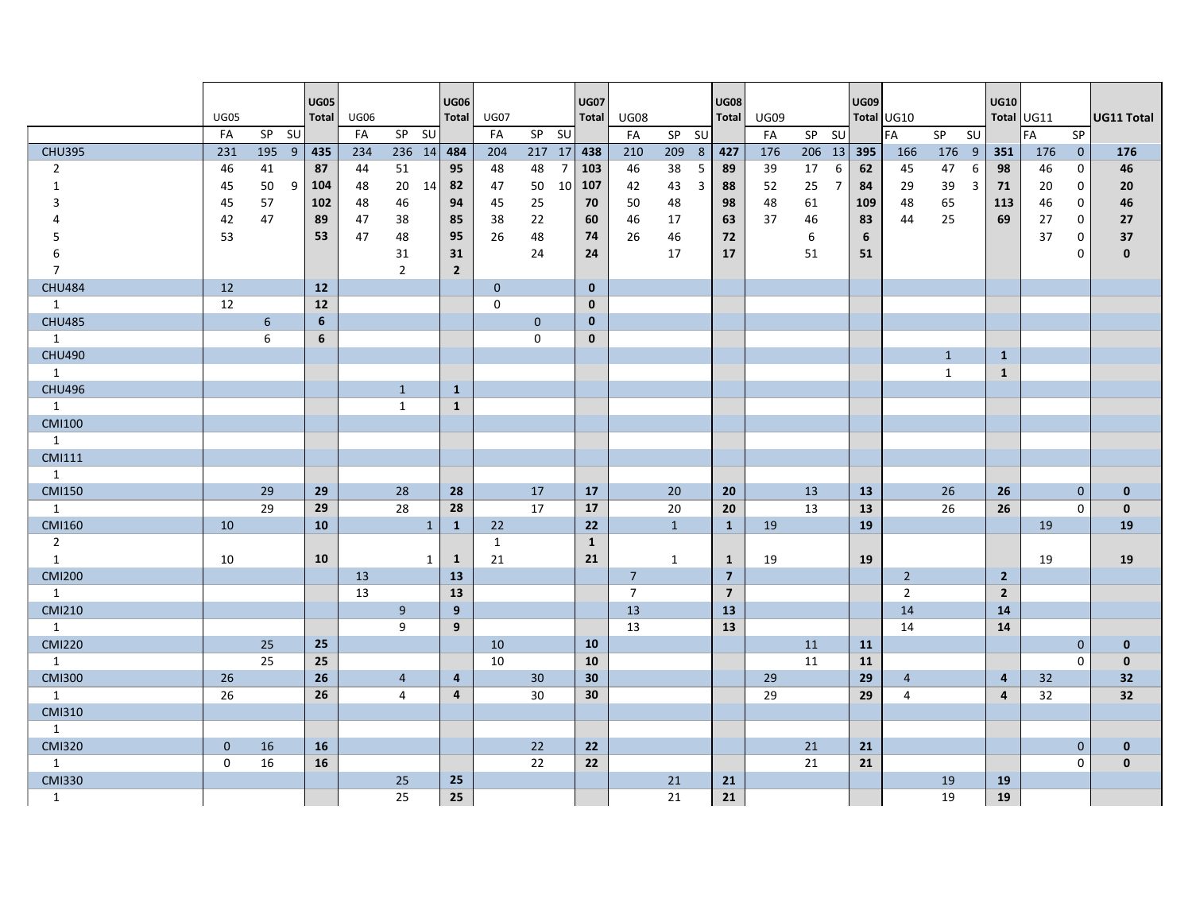| | UG05 | | | UG05 Total | UG06 | | | UG06 Total | UG07 | | | UG07 Total | UG08 | | | UG08 Total | UG09 | | | UG09 Total | UG10 | | | UG10 Total | UG11 | | UG11 Total |
|---|---|---|---|---|---|---|---|---|---|---|---|---|---|---|---|---|---|---|---|---|---|---|---|---|---|---|---|
| | FA | SP | SU | | FA | SP | SU | | FA | SP | SU | | FA | SP | SU | | FA | SP | SU | | FA | SP | SU | | FA | SP | |
| CHU395 | 231 | 195 | 9 | **435** | 234 | 236 | 14 | **484** | 204 | 217 | 17 | **438** | 210 | 209 | 8 | **427** | 176 | 206 | 13 | **395** | 166 | 176 | 9 | **351** | 176 | 0 | **176** |
| 2 | 46 | 41 | | **87** | 44 | 51 | | **95** | 48 | 48 | 7 | **103** | 46 | 38 | 5 | **89** | 39 | 17 | 6 | **62** | 45 | 47 | 6 | **98** | 46 | 0 | **46** |
| 1 | 45 | 50 | 9 | **104** | 48 | 20 | 14 | **82** | 47 | 50 | 10 | **107** | 42 | 43 | 3 | **88** | 52 | 25 | 7 | **84** | 29 | 39 | 3 | **71** | 20 | 0 | **20** |
| 3 | 45 | 57 | | **102** | 48 | 46 | | **94** | 45 | 25 | | **70** | 50 | 48 | | **98** | 48 | 61 | | **109** | 48 | 65 | | **113** | 46 | 0 | **46** |
| 4 | 42 | 47 | | **89** | 47 | 38 | | **85** | 38 | 22 | | **60** | 46 | 17 | | **63** | 37 | 46 | | **83** | 44 | 25 | | **69** | 27 | 0 | **27** |
| 5 | 53 | | | **53** | 47 | 48 | | **95** | 26 | 48 | | **74** | 26 | 46 | | **72** | | 6 | | **6** | | | | | 37 | 0 | **37** |
| 6 | | | | | | 31 | | **31** | | 24 | | **24** | | 17 | | **17** | | 51 | | **51** | | | | | | 0 | **0** |
| 7 | | | | | | 2 | | **2** | | | | | | | | | | | | | | | | | | | |
| CHU484 | 12 | | | **12** | | | | | 0 | | | **0** | | | | | | | | | | | | | | | |
| 1 | 12 | | | **12** | | | | | 0 | | | **0** | | | | | | | | | | | | | | | |
| CHU485 | | 6 | | **6** | | | | | | 0 | | **0** | | | | | | | | | | | | | | | |
| 1 | | 6 | | **6** | | | | | | 0 | | **0** | | | | | | | | | | | | | | | |
| CHU490 | | | | | | | | | | | | | | | | | | | | | | 1 | | **1** | | | |
| 1 | | | | | | | | | | | | | | | | | | | | | | 1 | | **1** | | | |
| CHU496 | | | | | | 1 | | **1** | | | | | | | | | | | | | | | | | | | |
| 1 | | | | | | 1 | | **1** | | | | | | | | | | | | | | | | | | | |
| CMI100 | | | | | | | | | | | | | | | | | | | | | | | | | | | |
| 1 | | | | | | | | | | | | | | | | | | | | | | | | | | | |
| CMI111 | | | | | | | | | | | | | | | | | | | | | | | | | | | |
| 1 | | | | | | | | | | | | | | | | | | | | | | | | | | | |
| CMI150 | | 29 | | **29** | | 28 | | **28** | | 17 | | **17** | | 20 | | **20** | | 13 | | **13** | | 26 | | **26** | | 0 | **0** |
| 1 | | 29 | | **29** | | 28 | | **28** | | 17 | | **17** | | 20 | | **20** | | 13 | | **13** | | 26 | | **26** | | 0 | **0** |
| CMI160 | 10 | | | **10** | | | 1 | **1** | 22 | | | **22** | | 1 | | **1** | 19 | | | **19** | | | | | 19 | | **19** |
| 2 | | | | | | | | | 1 | | | **1** | | | | | | | | | | | | | | | |
| 1 | 10 | | | **10** | | | 1 | **1** | 21 | | | **21** | | 1 | | **1** | 19 | | | **19** | | | | | 19 | | **19** |
| CMI200 | | | | | 13 | | | **13** | | | | | 7 | | | **7** | | | | | 2 | | | **2** | | | |
| 1 | | | | | 13 | | | **13** | | | | | 7 | | | **7** | | | | | 2 | | | **2** | | | |
| CMI210 | | | | | | 9 | | **9** | | | | | 13 | | | **13** | | | | | 14 | | | **14** | | | |
| 1 | | | | | | 9 | | **9** | | | | | 13 | | | **13** | | | | | 14 | | | **14** | | | |
| CMI220 | | 25 | | **25** | | | | | 10 | | | **10** | | | | | | 11 | | **11** | | | | | | 0 | **0** |
| 1 | | 25 | | **25** | | | | | 10 | | | **10** | | | | | | 11 | | **11** | | | | | | 0 | **0** |
| CMI300 | 26 | | | **26** | | 4 | | **4** | | 30 | | **30** | | | | | 29 | | | **29** | 4 | | | **4** | 32 | | **32** |
| 1 | 26 | | | **26** | | 4 | | **4** | | 30 | | **30** | | | | | 29 | | | **29** | 4 | | | **4** | 32 | | **32** |
| CMI310 | | | | | | | | | | | | | | | | | | | | | | | | | | | |
| 1 | | | | | | | | | | | | | | | | | | | | | | | | | | | |
| CMI320 | 0 | 16 | | **16** | | | | | | 22 | | **22** | | | | | | 21 | | **21** | | | | | | 0 | **0** |
| 1 | 0 | 16 | | **16** | | | | | | 22 | | **22** | | | | | | 21 | | **21** | | | | | | 0 | **0** |
| CMI330 | | | | | | 25 | | **25** | | | | | | 21 | | **21** | | | | | | 19 | | **19** | | | |
| 1 | | | | | | 25 | | **25** | | | | | | 21 | | **21** | | | | | | 19 | | **19** | | | |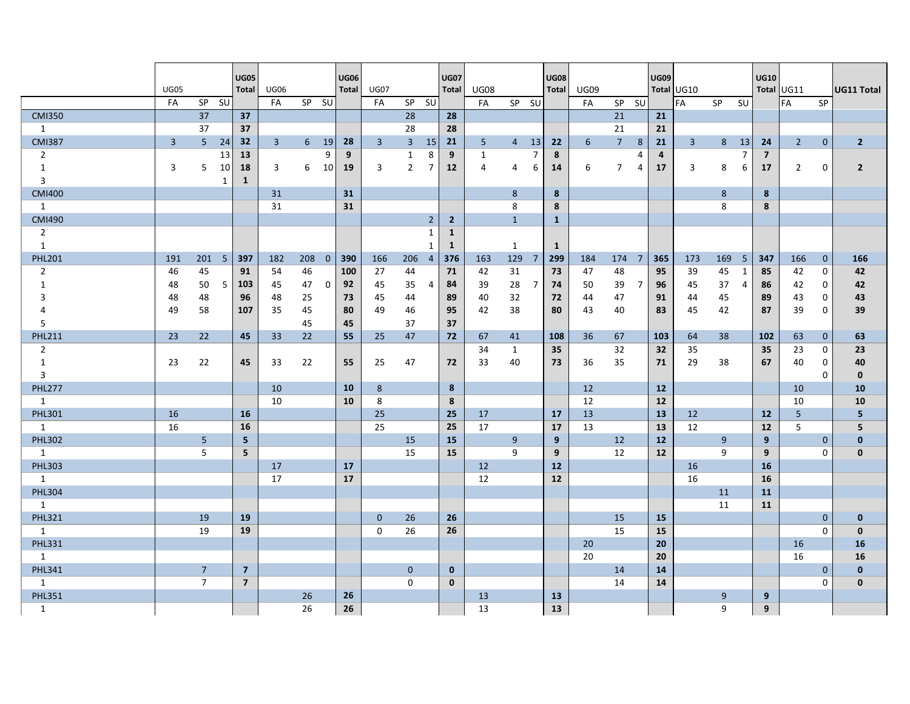| | UG05 | | | UG05 Total | UG06 | | | UG06 Total | UG07 | | | UG07 Total | UG08 | | | UG08 Total | UG09 | | | UG09 Total | UG10 | | | UG10 Total | UG11 | | UG11 Total |
|---|---|---|---|---|---|---|---|---|---|---|---|---|---|---|---|---|---|---|---|---|---|---|---|---|---|---|---|
| | FA | SP | SU | | FA | SP | SU | | FA | SP | SU | | FA | SP | SU | | FA | SP | SU | | FA | SP | SU | | FA | SP | |
| CMI350 | | 37 | | **37** | | | | | | 28 | | **28** | | | | | | 21 | | **21** | | | | | | | |
| 1 | | 37 | | **37** | | | | | | 28 | | **28** | | | | | | 21 | | **21** | | | | | | | |
| CMI387 | 3 | 5 | 24 | **32** | 3 | 6 | 19 | **28** | 3 | 3 | 15 | **21** | 5 | 4 | 13 | **22** | 6 | 7 | 8 | **21** | 3 | 8 | 13 | **24** | 2 | 0 | **2** |
| 2 | | | 13 | **13** | | | 9 | **9** | | 1 | 8 | **9** | 1 | | 7 | **8** | | | 4 | **4** | | | 7 | **7** | | | |
| 1 | 3 | 5 | 10 | **18** | 3 | 6 | 10 | **19** | 3 | 2 | 7 | **12** | 4 | 4 | 6 | **14** | 6 | 7 | 4 | **17** | 3 | 8 | 6 | **17** | 2 | 0 | **2** |
| 3 | | | 1 | **1** | | | | | | | | | | | | | | | | | | | | | | | |
| CMI400 | | | | | 31 | | | **31** | | | | | | 8 | | **8** | | | | | | 8 | | **8** | | | |
| 1 | | | | | 31 | | | **31** | | | | | | 8 | | **8** | | | | | | 8 | | **8** | | | |
| CMI490 | | | | | | | | | | | 2 | **2** | | 1 | | **1** | | | | | | | | | | | |
| 2 | | | | | | | | | | | 1 | **1** | | | | | | | | | | | | | | | |
| 1 | | | | | | | | | | | 1 | **1** | | 1 | | **1** | | | | | | | | | | | |
| PHL201 | 191 | 201 | 5 | **397** | 182 | 208 | 0 | **390** | 166 | 206 | 4 | **376** | 163 | 129 | 7 | **299** | 184 | 174 | 7 | **365** | 173 | 169 | 5 | **347** | 166 | 0 | **166** |
| 2 | 46 | 45 | | **91** | 54 | 46 | | **100** | 27 | 44 | | **71** | 42 | 31 | | **73** | 47 | 48 | | **95** | 39 | 45 | 1 | **85** | 42 | 0 | **42** |
| 1 | 48 | 50 | 5 | **103** | 45 | 47 | 0 | **92** | 45 | 35 | 4 | **84** | 39 | 28 | 7 | **74** | 50 | 39 | 7 | **96** | 45 | 37 | 4 | **86** | 42 | 0 | **42** |
| 3 | 48 | 48 | | **96** | 48 | 25 | | **73** | 45 | 44 | | **89** | 40 | 32 | | **72** | 44 | 47 | | **91** | 44 | 45 | | **89** | 43 | 0 | **43** |
| 4 | 49 | 58 | | **107** | 35 | 45 | | **80** | 49 | 46 | | **95** | 42 | 38 | | **80** | 43 | 40 | | **83** | 45 | 42 | | **87** | 39 | 0 | **39** |
| 5 | | | | | | 45 | | **45** | | 37 | | **37** | | | | | | | | | | | | | | | |
| PHL211 | 23 | 22 | | **45** | 33 | 22 | | **55** | 25 | 47 | | **72** | 67 | 41 | | **108** | 36 | 67 | | **103** | 64 | 38 | | **102** | 63 | 0 | **63** |
| 2 | | | | | | | | | | | | | 34 | 1 | | **35** | | 32 | | **32** | 35 | | | **35** | 23 | 0 | **23** |
| 1 | 23 | 22 | | **45** | 33 | 22 | | **55** | 25 | 47 | | **72** | 33 | 40 | | **73** | 36 | 35 | | **71** | 29 | 38 | | **67** | 40 | 0 | **40** |
| 3 | | | | | | | | | | | | | | | | | | | | | | | | | | 0 | **0** |
| PHL277 | | | | | 10 | | | **10** | 8 | | | **8** | | | | | 12 | | | **12** | | | | | 10 | | **10** |
| 1 | | | | | 10 | | | **10** | 8 | | | **8** | | | | | 12 | | | **12** | | | | | 10 | | **10** |
| PHL301 | 16 | | | **16** | | | | | 25 | | | **25** | 17 | | | **17** | 13 | | | **13** | 12 | | | **12** | 5 | | **5** |
| 1 | 16 | | | **16** | | | | | 25 | | | **25** | 17 | | | **17** | 13 | | | **13** | 12 | | | **12** | 5 | | **5** |
| PHL302 | | 5 | | **5** | | | | | | 15 | | **15** | | 9 | | **9** | | 12 | | **12** | | 9 | | **9** | | 0 | **0** |
| 1 | | 5 | | **5** | | | | | | 15 | | **15** | | 9 | | **9** | | 12 | | **12** | | 9 | | **9** | | 0 | **0** |
| PHL303 | | | | | 17 | | | **17** | | | | | 12 | | | **12** | | | | | 16 | | | **16** | | | |
| 1 | | | | | 17 | | | **17** | | | | | 12 | | | **12** | | | | | 16 | | | **16** | | | |
| PHL304 | | | | | | | | | | | | | | | | | | | | | | 11 | | **11** | | | |
| 1 | | | | | | | | | | | | | | | | | | | | | | 11 | | **11** | | | |
| PHL321 | | 19 | | **19** | | | | | 0 | 26 | | **26** | | | | | | 15 | | **15** | | | | | | 0 | **0** |
| 1 | | 19 | | **19** | | | | | 0 | 26 | | **26** | | | | | | 15 | | **15** | | | | | | 0 | **0** |
| PHL331 | | | | | | | | | | | | | | | | | 20 | | | **20** | | | | | 16 | | **16** |
| 1 | | | | | | | | | | | | | | | | | 20 | | | **20** | | | | | 16 | | **16** |
| PHL341 | | 7 | | **7** | | | | | | 0 | | **0** | | | | | | 14 | | **14** | | | | | | 0 | **0** |
| 1 | | 7 | | **7** | | | | | | 0 | | **0** | | | | | | 14 | | **14** | | | | | | 0 | **0** |
| PHL351 | | | | | | 26 | | **26** | | | | | 13 | | | **13** | | | | | | 9 | | **9** | | | |
| 1 | | | | | | 26 | | **26** | | | | | 13 | | | **13** | | | | | | 9 | | **9** | | | |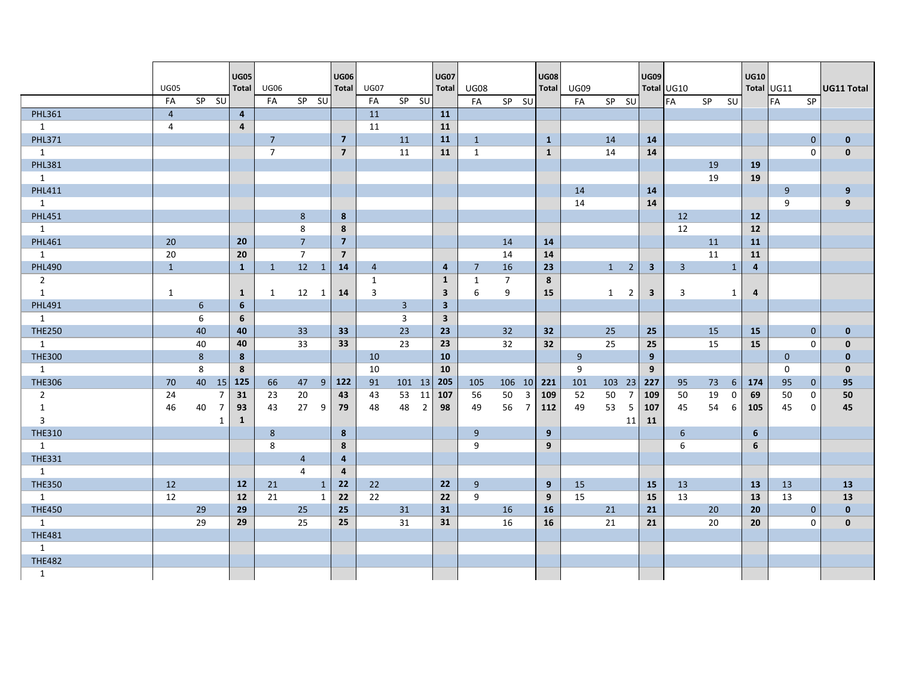| | UG05 | | | UG05 Total | UG06 | | | UG06 Total | UG07 | | | UG07 Total | UG08 | | | UG08 Total | UG09 | | | UG09 Total | UG10 | | | UG10 Total | UG11 | | UG11 Total |
|---|---|---|---|---|---|---|---|---|---|---|---|---|---|---|---|---|---|---|---|---|---|---|---|---|---|---|---|
| | FA | SP | SU | | FA | SP | SU | | FA | SP | SU | | FA | SP | SU | | FA | SP | SU | | FA | SP | SU | | FA | SP | |
| PHL361 | 4 | | | **4** | | | | | 11 | | | **11** | | | | | | | | | | | | | | | |
| 1 | 4 | | | **4** | | | | | 11 | | | **11** | | | | | | | | | | | | | | | |
| PHL371 | | | | | 7 | | | **7** | | 11 | | **11** | 1 | | | **1** | | 14 | | **14** | | | | | | 0 | **0** |
| 1 | | | | | 7 | | | **7** | | 11 | | **11** | 1 | | | **1** | | 14 | | **14** | | | | | | 0 | **0** |
| PHL381 | | | | | | | | | | | | | | | | | | | | | | 19 | | **19** | | | |
| 1 | | | | | | | | | | | | | | | | | | | | | | 19 | | **19** | | | |
| PHL411 | | | | | | | | | | | | | | | | | 14 | | | **14** | | | | | 9 | | **9** |
| 1 | | | | | | | | | | | | | | | | | 14 | | | **14** | | | | | 9 | | **9** |
| PHL451 | | | | | | 8 | | **8** | | | | | | | | | | | | | 12 | | | **12** | | | |
| 1 | | | | | | 8 | | **8** | | | | | | | | | | | | | 12 | | | **12** | | | |
| PHL461 | 20 | | | **20** | | 7 | | **7** | | | | | | 14 | | **14** | | | | | | 11 | | **11** | | | |
| 1 | 20 | | | **20** | | 7 | | **7** | | | | | | 14 | | **14** | | | | | | 11 | | **11** | | | |
| PHL490 | 1 | | | **1** | 1 | 12 | 1 | **14** | 4 | | | **4** | 7 | 16 | | **23** | | 1 | 2 | **3** | 3 | | 1 | **4** | | | |
| 2 | | | | | | | | | 1 | | | **1** | 1 | 7 | | **8** | | | | | | | | | | | |
| 1 | 1 | | | **1** | 1 | 12 | 1 | **14** | 3 | | | **3** | 6 | 9 | | **15** | | 1 | 2 | **3** | 3 | | 1 | **4** | | | |
| PHL491 | | 6 | | **6** | | | | | | 3 | | **3** | | | | | | | | | | | | | | | |
| 1 | | 6 | | **6** | | | | | | 3 | | **3** | | | | | | | | | | | | | | | |
| THE250 | | 40 | | **40** | | 33 | | **33** | | 23 | | **23** | | 32 | | **32** | | 25 | | **25** | | 15 | | **15** | | 0 | **0** |
| 1 | | 40 | | **40** | | 33 | | **33** | | 23 | | **23** | | 32 | | **32** | | 25 | | **25** | | 15 | | **15** | | 0 | **0** |
| THE300 | | 8 | | **8** | | | | | 10 | | | **10** | | | | | 9 | | | **9** | | | | | 0 | | **0** |
| 1 | | 8 | | **8** | | | | | 10 | | | **10** | | | | | 9 | | | **9** | | | | | 0 | | **0** |
| THE306 | 70 | 40 | 15 | **125** | 66 | 47 | 9 | **122** | 91 | 101 | 13 | **205** | 105 | 106 | 10 | **221** | 101 | 103 | 23 | **227** | 95 | 73 | 6 | **174** | 95 | 0 | **95** |
| 2 | 24 | | 7 | **31** | 23 | 20 | | **43** | 43 | 53 | 11 | **107** | 56 | 50 | 3 | **109** | 52 | 50 | 7 | **109** | 50 | 19 | 0 | **69** | 50 | 0 | **50** |
| 1 | 46 | 40 | 7 | **93** | 43 | 27 | 9 | **79** | 48 | 48 | 2 | **98** | 49 | 56 | 7 | **112** | 49 | 53 | 5 | **107** | 45 | 54 | 6 | **105** | 45 | 0 | **45** |
| 3 | | | 1 | **1** | | | | | | | | | | | | | | | 11 | **11** | | | | | | | |
| THE310 | | | | | 8 | | | **8** | | | | | 9 | | | **9** | | | | | 6 | | | **6** | | | |
| 1 | | | | | 8 | | | **8** | | | | | 9 | | | **9** | | | | | 6 | | | **6** | | | |
| THE331 | | | | | | 4 | | **4** | | | | | | | | | | | | | | | | | | | |
| 1 | | | | | | 4 | | **4** | | | | | | | | | | | | | | | | | | | |
| THE350 | 12 | | | **12** | 21 | | 1 | **22** | 22 | | | **22** | 9 | | | **9** | 15 | | | **15** | 13 | | | **13** | 13 | | **13** |
| 1 | 12 | | | **12** | 21 | | 1 | **22** | 22 | | | **22** | 9 | | | **9** | 15 | | | **15** | 13 | | | **13** | 13 | | **13** |
| THE450 | | 29 | | **29** | | 25 | | **25** | | 31 | | **31** | | 16 | | **16** | | 21 | | **21** | | 20 | | **20** | | 0 | **0** |
| 1 | | 29 | | **29** | | 25 | | **25** | | 31 | | **31** | | 16 | | **16** | | 21 | | **21** | | 20 | | **20** | | 0 | **0** |
| THE481 | | | | | | | | | | | | | | | | | | | | | | | | | | | |
| 1 | | | | | | | | | | | | | | | | | | | | | | | | | | | |
| THE482 | | | | | | | | | | | | | | | | | | | | | | | | | | | |
| 1 | | | | | | | | | | | | | | | | | | | | | | | | | | | |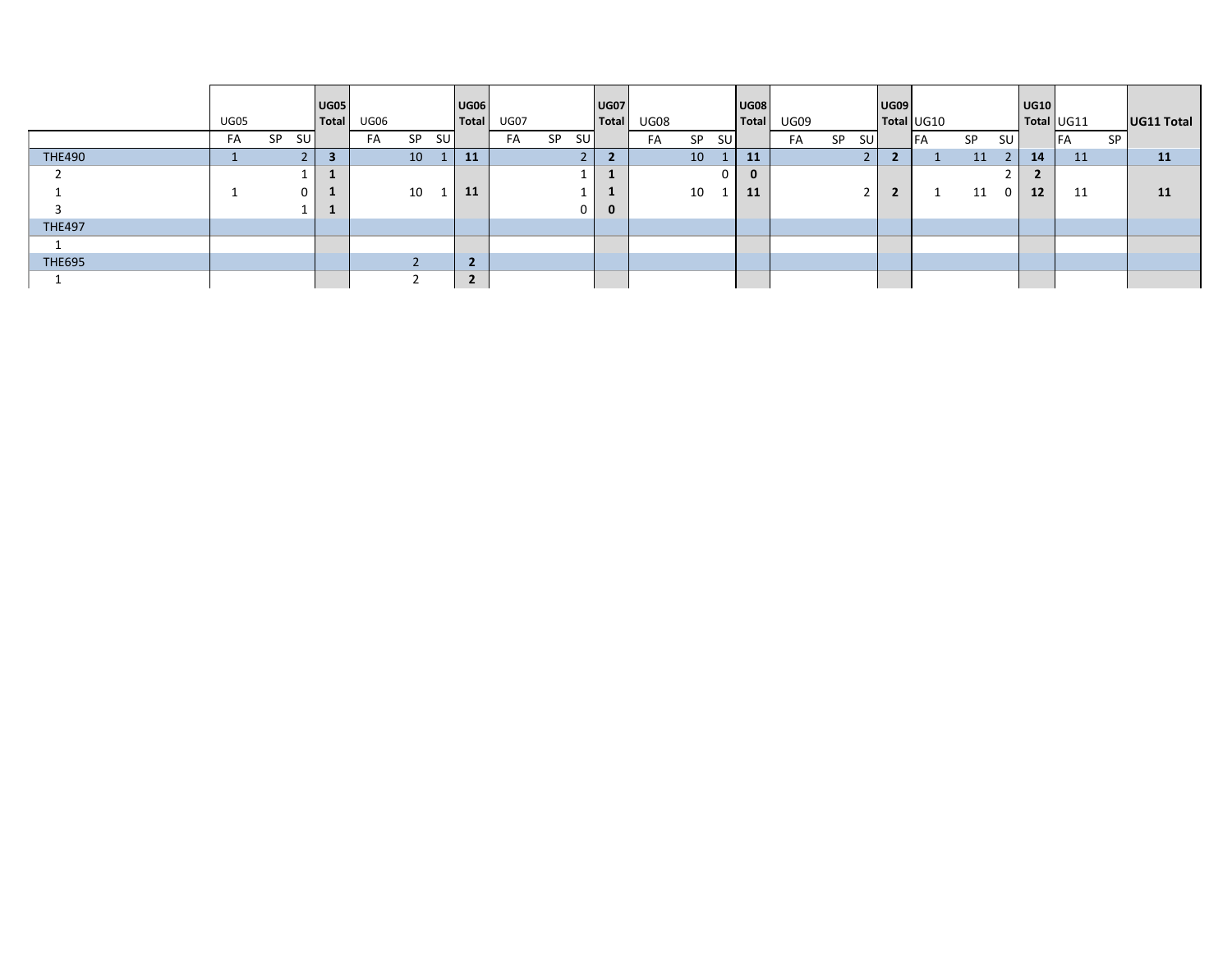| | UG05 | | | UG05 Total | UG06 | | | UG06 Total | UG07 | | | UG07 Total | UG08 | | | UG08 Total | UG09 | | | UG09 Total | UG10 | | | UG10 Total | UG11 | | UG11 Total |
|---|---|---|---|---|---|---|---|---|---|---|---|---|---|---|---|---|---|---|---|---|---|---|---|---|---|---|---|
| | FA | SP | SU | | FA | SP | SU | | FA | SP | SU | | FA | SP | SU | | FA | SP | SU | | FA | SP | SU | | FA | SP | |
| THE490 | 1 | | 2 | **3** | | 10 | 1 | **11** | | | 2 | **2** | | 10 | 1 | **11** | | | 2 | **2** | 1 | 11 | 2 | **14** | 11 | | **11** |
| 2 | | | 1 | **1** | | | | | | | 1 | **1** | | | 0 | **0** | | | | | | | 2 | **2** | | | |
| 1 | 1 | | 0 | **1** | | 10 | 1 | **11** | | | 1 | **1** | | 10 | 1 | **11** | | | 2 | **2** | 1 | 11 | 0 | **12** | 11 | | **11** |
| 3 | | | 1 | **1** | | | | | | | 0 | **0** | | | | | | | | | | | | | | | |
| THE497 | | | | | | | | | | | | | | | | | | | | | | | | | | | |
| 1 | | | | | | | | | | | | | | | | | | | | | | | | | | | |
| THE695 | | | | | | 2 | | **2** | | | | | | | | | | | | | | | | | | | |
| 1 | | | | | | 2 | | **2** | | | | | | | | | | | | | | | | | | | |